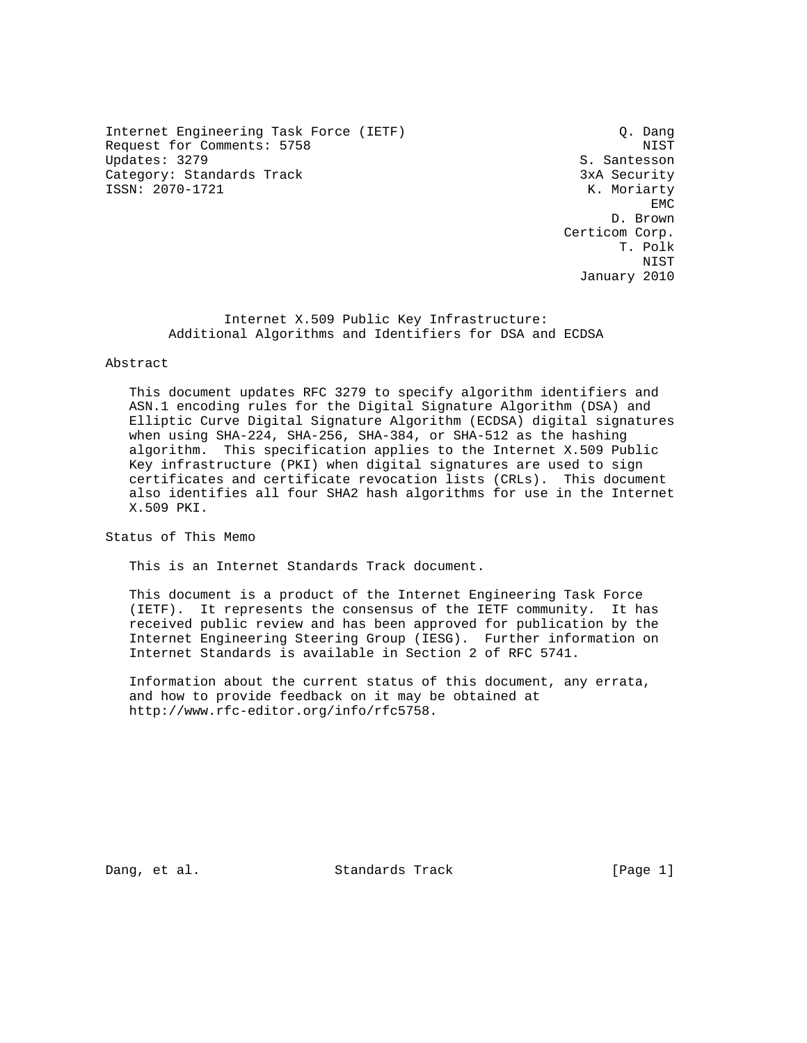Internet Engineering Task Force (IETF)  
Request for Comments: 5758  
Updates: 3279  
Category: Standards Track  
ISSN: 2070-1721

Q. Dang  
NIST  
S. Santesson  
3xA Security  
K. Moriarty  
EMC  
D. Brown  
Certicom Corp.  
T. Polk  
NIST  
January 2010

# Internet X.509 Public Key Infrastructure: Additional Algorithms and Identifiers for DSA and ECDSA

## Abstract

This document updates RFC 3279 to specify algorithm identifiers and ASN.1 encoding rules for the Digital Signature Algorithm (DSA) and Elliptic Curve Digital Signature Algorithm (ECDSA) digital signatures when using SHA-224, SHA-256, SHA-384, or SHA-512 as the hashing algorithm. This specification applies to the Internet X.509 Public Key infrastructure (PKI) when digital signatures are used to sign certificates and certificate revocation lists (CRLs). This document also identifies all four SHA2 hash algorithms for use in the Internet X.509 PKI.

## Status of This Memo

This is an Internet Standards Track document.

This document is a product of the Internet Engineering Task Force (IETF). It represents the consensus of the IETF community. It has received public review and has been approved for publication by the Internet Engineering Steering Group (IESG). Further information on Internet Standards is available in Section 2 of RFC 5741.

Information about the current status of this document, any errata, and how to provide feedback on it may be obtained at http://www.rfc-editor.org/info/rfc5758.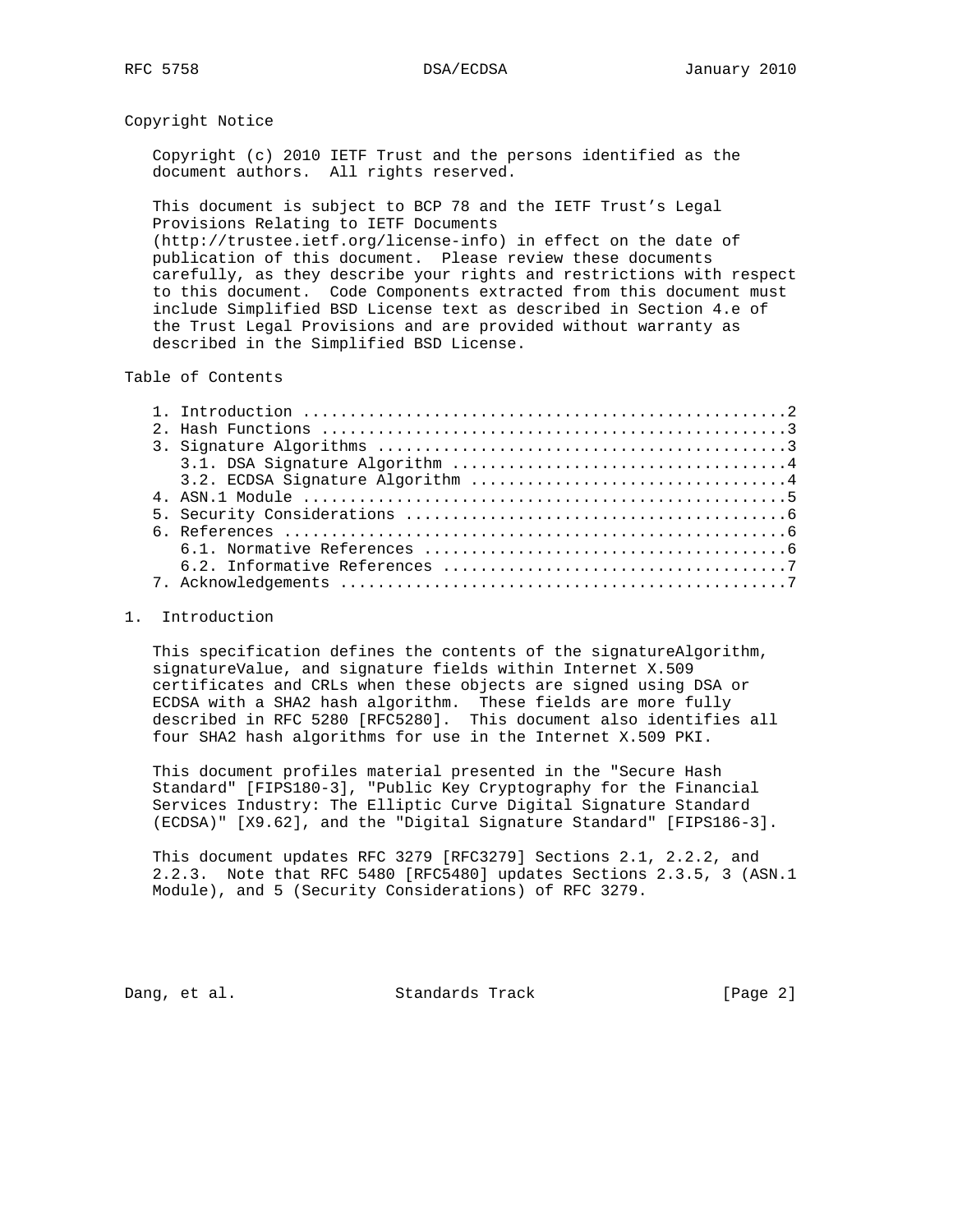## Copyright Notice

Copyright (c) 2010 IETF Trust and the persons identified as the document authors. All rights reserved.

This document is subject to BCP 78 and the IETF Trust's Legal Provisions Relating to IETF Documents (http://trustee.ietf.org/license-info) in effect on the date of publication of this document. Please review these documents carefully, as they describe your rights and restrictions with respect to this document. Code Components extracted from this document must include Simplified BSD License text as described in Section 4.e of the Trust Legal Provisions and are provided without warranty as described in the Simplified BSD License.

## Table of Contents

```
   1. Introduction ....................................................2
   2. Hash Functions ..................................................3
   3. Signature Algorithms ............................................3
      3.1. DSA Signature Algorithm ....................................4
      3.2. ECDSA Signature Algorithm ..................................4
   4. ASN.1 Module ....................................................5
   5. Security Considerations .........................................6
   6. References ......................................................6
      6.1. Normative References .......................................6
      6.2. Informative References .....................................7
   7. Acknowledgements ................................................7
```

## 1. Introduction

This specification defines the contents of the signatureAlgorithm, signatureValue, and signature fields within Internet X.509 certificates and CRLs when these objects are signed using DSA or ECDSA with a SHA2 hash algorithm. These fields are more fully described in RFC 5280 [RFC5280]. This document also identifies all four SHA2 hash algorithms for use in the Internet X.509 PKI.

This document profiles material presented in the "Secure Hash Standard" [FIPS180-3], "Public Key Cryptography for the Financial Services Industry: The Elliptic Curve Digital Signature Standard (ECDSA)" [X9.62], and the "Digital Signature Standard" [FIPS186-3].

This document updates RFC 3279 [RFC3279] Sections 2.1, 2.2.2, and 2.2.3. Note that RFC 5480 [RFC5480] updates Sections 2.3.5, 3 (ASN.1 Module), and 5 (Security Considerations) of RFC 3279.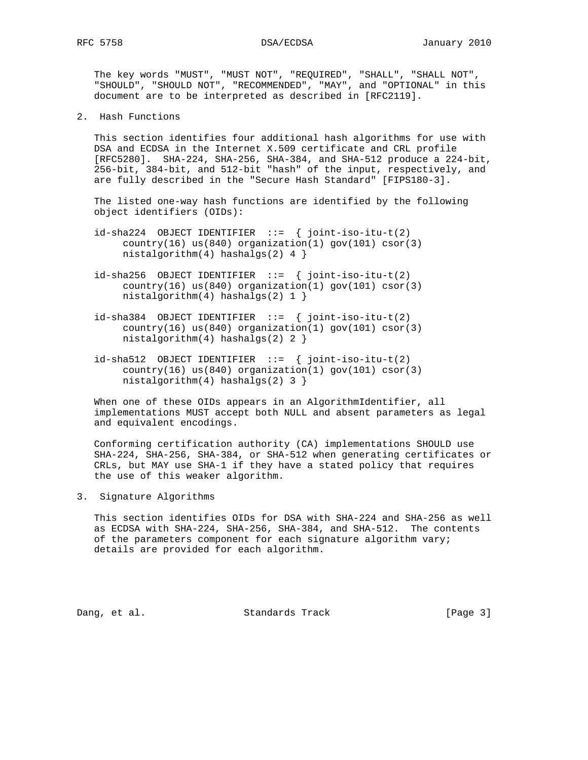The key words "MUST", "MUST NOT", "REQUIRED", "SHALL", "SHALL NOT", "SHOULD", "SHOULD NOT", "RECOMMENDED", "MAY", and "OPTIONAL" in this document are to be interpreted as described in [RFC2119].

## 2. Hash Functions

This section identifies four additional hash algorithms for use with DSA and ECDSA in the Internet X.509 certificate and CRL profile [RFC5280]. SHA-224, SHA-256, SHA-384, and SHA-512 produce a 224-bit, 256-bit, 384-bit, and 512-bit "hash" of the input, respectively, and are fully described in the "Secure Hash Standard" [FIPS180-3].

The listed one-way hash functions are identified by the following object identifiers (OIDs):

```
id-sha224  OBJECT IDENTIFIER  ::=  { joint-iso-itu-t(2)
     country(16) us(840) organization(1) gov(101) csor(3)
     nistalgorithm(4) hashalgs(2) 4 }

id-sha256  OBJECT IDENTIFIER  ::=  { joint-iso-itu-t(2)
     country(16) us(840) organization(1) gov(101) csor(3)
     nistalgorithm(4) hashalgs(2) 1 }

id-sha384  OBJECT IDENTIFIER  ::=  { joint-iso-itu-t(2)
     country(16) us(840) organization(1) gov(101) csor(3)
     nistalgorithm(4) hashalgs(2) 2 }

id-sha512  OBJECT IDENTIFIER  ::=  { joint-iso-itu-t(2)
     country(16) us(840) organization(1) gov(101) csor(3)
     nistalgorithm(4) hashalgs(2) 3 }
```

When one of these OIDs appears in an AlgorithmIdentifier, all implementations MUST accept both NULL and absent parameters as legal and equivalent encodings.

Conforming certification authority (CA) implementations SHOULD use SHA-224, SHA-256, SHA-384, or SHA-512 when generating certificates or CRLs, but MAY use SHA-1 if they have a stated policy that requires the use of this weaker algorithm.

## 3. Signature Algorithms

This section identifies OIDs for DSA with SHA-224 and SHA-256 as well as ECDSA with SHA-224, SHA-256, SHA-384, and SHA-512. The contents of the parameters component for each signature algorithm vary; details are provided for each algorithm.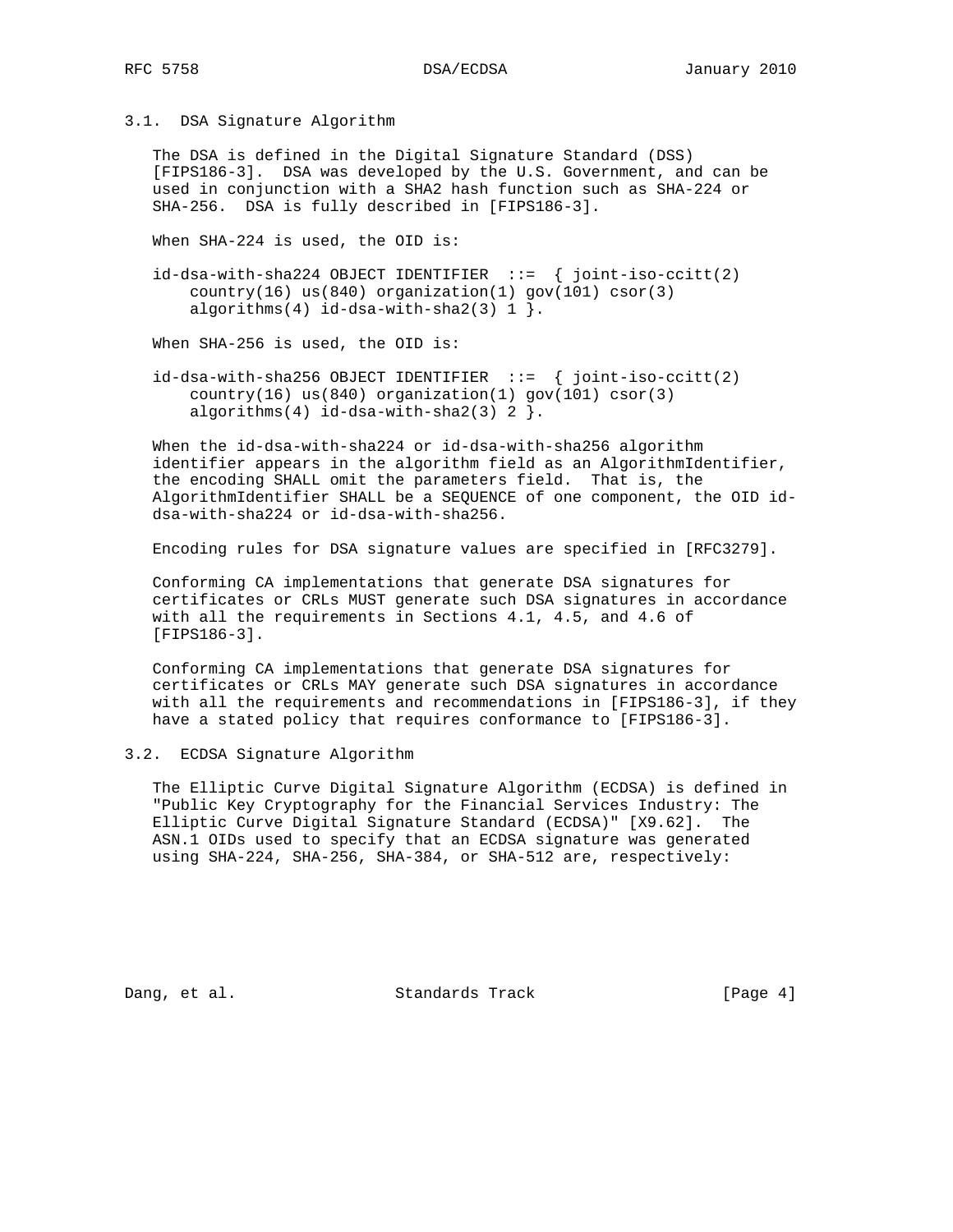### 3.1. DSA Signature Algorithm

The DSA is defined in the Digital Signature Standard (DSS) [FIPS186-3]. DSA was developed by the U.S. Government, and can be used in conjunction with a SHA2 hash function such as SHA-224 or SHA-256. DSA is fully described in [FIPS186-3].

When SHA-224 is used, the OID is:

```
id-dsa-with-sha224 OBJECT IDENTIFIER  ::=  { joint-iso-ccitt(2)
    country(16) us(840) organization(1) gov(101) csor(3)
    algorithms(4) id-dsa-with-sha2(3) 1 }.
```

When SHA-256 is used, the OID is:

```
id-dsa-with-sha256 OBJECT IDENTIFIER  ::=  { joint-iso-ccitt(2)
    country(16) us(840) organization(1) gov(101) csor(3)
    algorithms(4) id-dsa-with-sha2(3) 2 }.
```

When the id-dsa-with-sha224 or id-dsa-with-sha256 algorithm identifier appears in the algorithm field as an AlgorithmIdentifier, the encoding SHALL omit the parameters field. That is, the AlgorithmIdentifier SHALL be a SEQUENCE of one component, the OID id-dsa-with-sha224 or id-dsa-with-sha256.

Encoding rules for DSA signature values are specified in [RFC3279].

Conforming CA implementations that generate DSA signatures for certificates or CRLs MUST generate such DSA signatures in accordance with all the requirements in Sections 4.1, 4.5, and 4.6 of [FIPS186-3].

Conforming CA implementations that generate DSA signatures for certificates or CRLs MAY generate such DSA signatures in accordance with all the requirements and recommendations in [FIPS186-3], if they have a stated policy that requires conformance to [FIPS186-3].

### 3.2. ECDSA Signature Algorithm

The Elliptic Curve Digital Signature Algorithm (ECDSA) is defined in "Public Key Cryptography for the Financial Services Industry: The Elliptic Curve Digital Signature Standard (ECDSA)" [X9.62]. The ASN.1 OIDs used to specify that an ECDSA signature was generated using SHA-224, SHA-256, SHA-384, or SHA-512 are, respectively: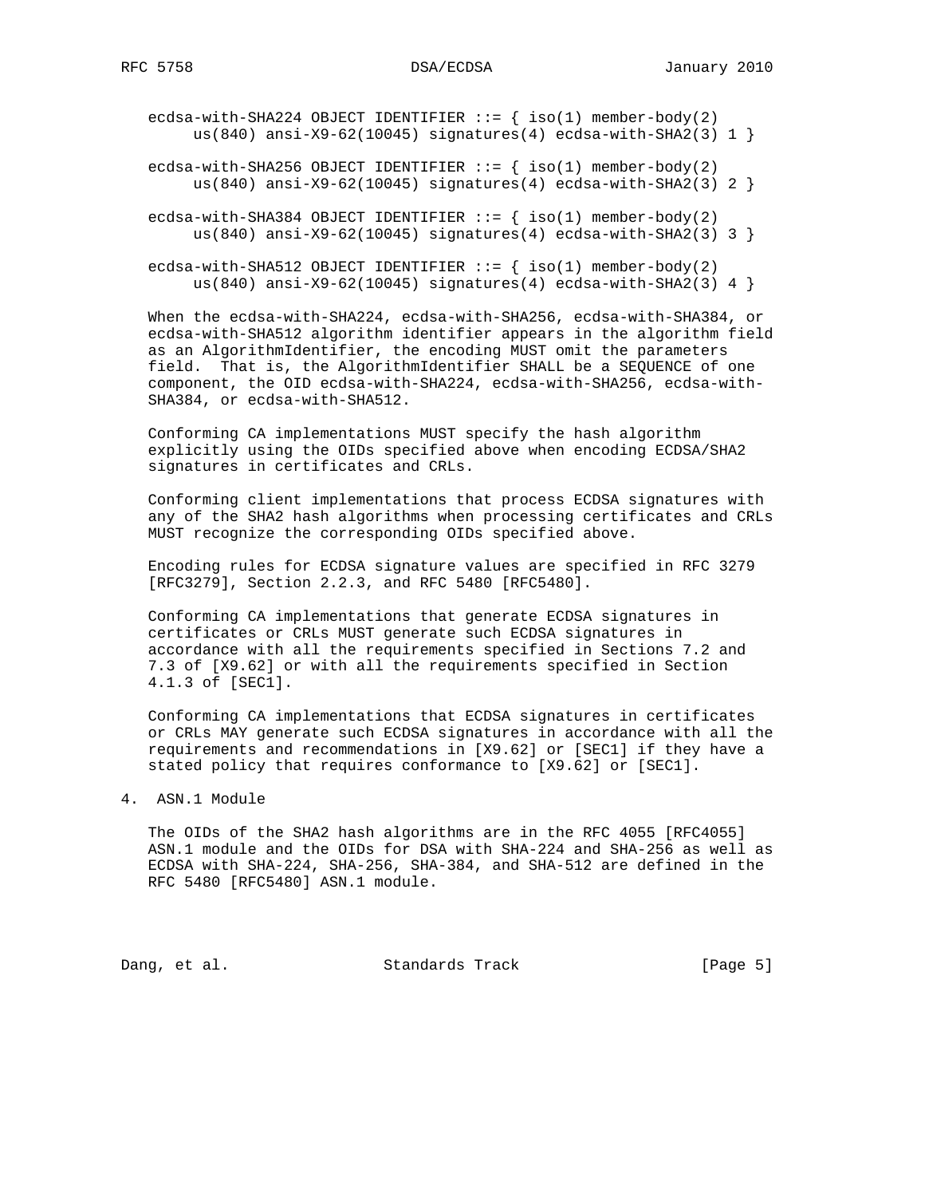```
ecdsa-with-SHA224 OBJECT IDENTIFIER ::= { iso(1) member-body(2)
     us(840) ansi-X9-62(10045) signatures(4) ecdsa-with-SHA2(3) 1 }

ecdsa-with-SHA256 OBJECT IDENTIFIER ::= { iso(1) member-body(2)
     us(840) ansi-X9-62(10045) signatures(4) ecdsa-with-SHA2(3) 2 }

ecdsa-with-SHA384 OBJECT IDENTIFIER ::= { iso(1) member-body(2)
     us(840) ansi-X9-62(10045) signatures(4) ecdsa-with-SHA2(3) 3 }

ecdsa-with-SHA512 OBJECT IDENTIFIER ::= { iso(1) member-body(2)
     us(840) ansi-X9-62(10045) signatures(4) ecdsa-with-SHA2(3) 4 }
```

When the ecdsa-with-SHA224, ecdsa-with-SHA256, ecdsa-with-SHA384, or ecdsa-with-SHA512 algorithm identifier appears in the algorithm field as an AlgorithmIdentifier, the encoding MUST omit the parameters field. That is, the AlgorithmIdentifier SHALL be a SEQUENCE of one component, the OID ecdsa-with-SHA224, ecdsa-with-SHA256, ecdsa-with-SHA384, or ecdsa-with-SHA512.

Conforming CA implementations MUST specify the hash algorithm explicitly using the OIDs specified above when encoding ECDSA/SHA2 signatures in certificates and CRLs.

Conforming client implementations that process ECDSA signatures with any of the SHA2 hash algorithms when processing certificates and CRLs MUST recognize the corresponding OIDs specified above.

Encoding rules for ECDSA signature values are specified in RFC 3279 [RFC3279], Section 2.2.3, and RFC 5480 [RFC5480].

Conforming CA implementations that generate ECDSA signatures in certificates or CRLs MUST generate such ECDSA signatures in accordance with all the requirements specified in Sections 7.2 and 7.3 of [X9.62] or with all the requirements specified in Section 4.1.3 of [SEC1].

Conforming CA implementations that ECDSA signatures in certificates or CRLs MAY generate such ECDSA signatures in accordance with all the requirements and recommendations in [X9.62] or [SEC1] if they have a stated policy that requires conformance to [X9.62] or [SEC1].

## 4. ASN.1 Module

The OIDs of the SHA2 hash algorithms are in the RFC 4055 [RFC4055] ASN.1 module and the OIDs for DSA with SHA-224 and SHA-256 as well as ECDSA with SHA-224, SHA-256, SHA-384, and SHA-512 are defined in the RFC 5480 [RFC5480] ASN.1 module.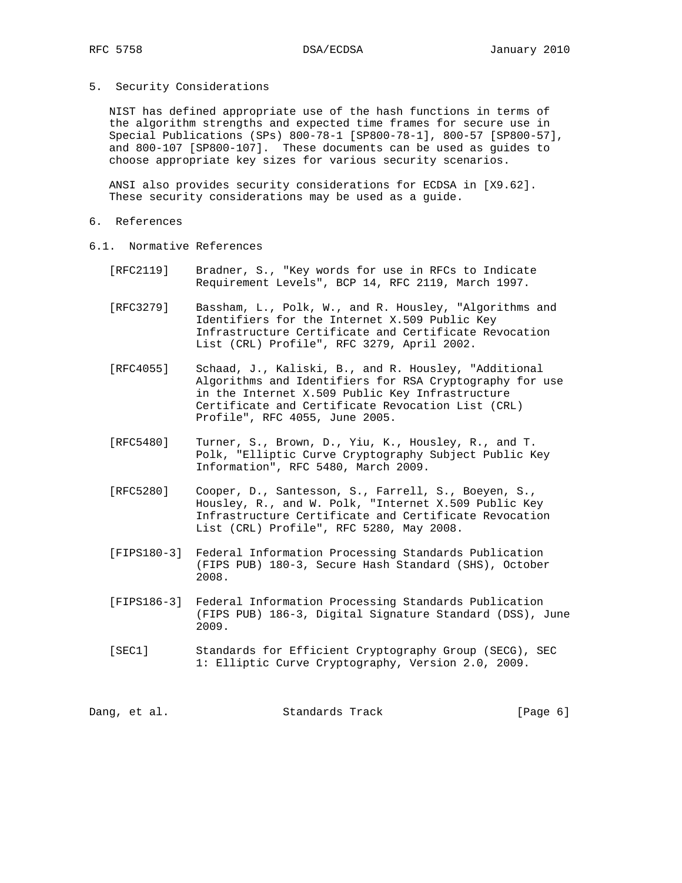## 5. Security Considerations

NIST has defined appropriate use of the hash functions in terms of the algorithm strengths and expected time frames for secure use in Special Publications (SPs) 800-78-1 [SP800-78-1], 800-57 [SP800-57], and 800-107 [SP800-107]. These documents can be used as guides to choose appropriate key sizes for various security scenarios.

ANSI also provides security considerations for ECDSA in [X9.62]. These security considerations may be used as a guide.

## 6. References

### 6.1. Normative References

[RFC2119] Bradner, S., "Key words for use in RFCs to Indicate Requirement Levels", BCP 14, RFC 2119, March 1997.

[RFC3279] Bassham, L., Polk, W., and R. Housley, "Algorithms and Identifiers for the Internet X.509 Public Key Infrastructure Certificate and Certificate Revocation List (CRL) Profile", RFC 3279, April 2002.

[RFC4055] Schaad, J., Kaliski, B., and R. Housley, "Additional Algorithms and Identifiers for RSA Cryptography for use in the Internet X.509 Public Key Infrastructure Certificate and Certificate Revocation List (CRL) Profile", RFC 4055, June 2005.

[RFC5480] Turner, S., Brown, D., Yiu, K., Housley, R., and T. Polk, "Elliptic Curve Cryptography Subject Public Key Information", RFC 5480, March 2009.

[RFC5280] Cooper, D., Santesson, S., Farrell, S., Boeyen, S., Housley, R., and W. Polk, "Internet X.509 Public Key Infrastructure Certificate and Certificate Revocation List (CRL) Profile", RFC 5280, May 2008.

[FIPS180-3] Federal Information Processing Standards Publication (FIPS PUB) 180-3, Secure Hash Standard (SHS), October 2008.

[FIPS186-3] Federal Information Processing Standards Publication (FIPS PUB) 186-3, Digital Signature Standard (DSS), June 2009.

[SEC1] Standards for Efficient Cryptography Group (SECG), SEC 1: Elliptic Curve Cryptography, Version 2.0, 2009.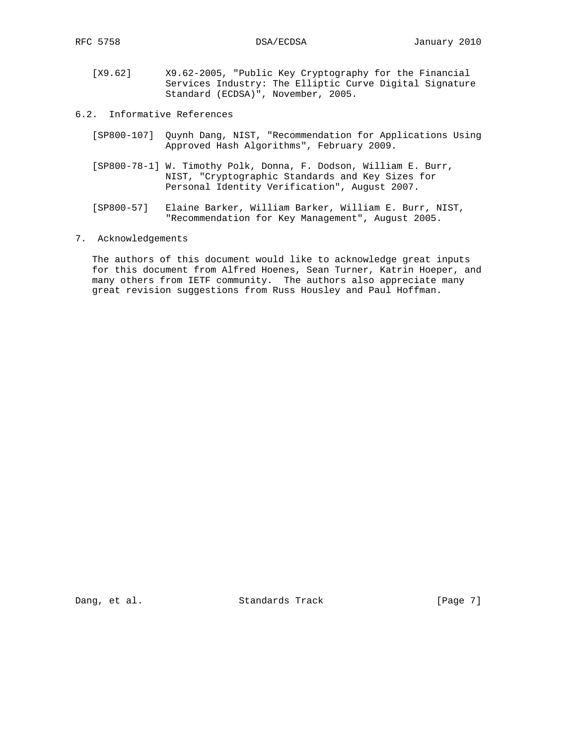[X9.62] X9.62-2005, "Public Key Cryptography for the Financial Services Industry: The Elliptic Curve Digital Signature Standard (ECDSA)", November, 2005.

### 6.2. Informative References

[SP800-107] Quynh Dang, NIST, "Recommendation for Applications Using Approved Hash Algorithms", February 2009.

[SP800-78-1] W. Timothy Polk, Donna, F. Dodson, William E. Burr, NIST, "Cryptographic Standards and Key Sizes for Personal Identity Verification", August 2007.

[SP800-57] Elaine Barker, William Barker, William E. Burr, NIST, "Recommendation for Key Management", August 2005.

## 7. Acknowledgements

The authors of this document would like to acknowledge great inputs for this document from Alfred Hoenes, Sean Turner, Katrin Hoeper, and many others from IETF community. The authors also appreciate many great revision suggestions from Russ Housley and Paul Hoffman.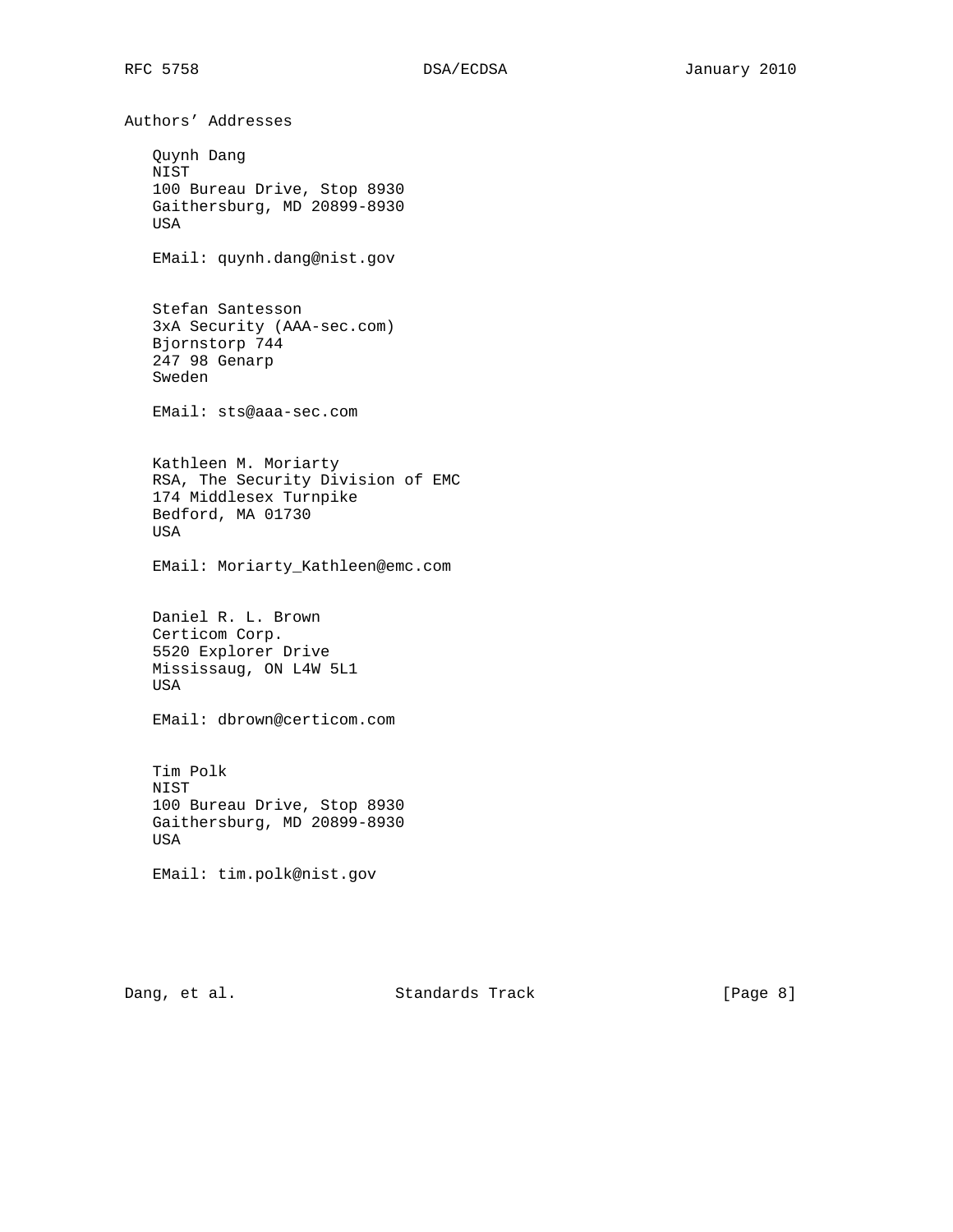## Authors' Addresses

Quynh Dang
NIST
100 Bureau Drive, Stop 8930
Gaithersburg, MD 20899-8930
USA

EMail: quynh.dang@nist.gov

Stefan Santesson
3xA Security (AAA-sec.com)
Bjornstorp 744
247 98 Genarp
Sweden

EMail: sts@aaa-sec.com

Kathleen M. Moriarty
RSA, The Security Division of EMC
174 Middlesex Turnpike
Bedford, MA 01730
USA

EMail: Moriarty_Kathleen@emc.com

Daniel R. L. Brown
Certicom Corp.
5520 Explorer Drive
Mississaug, ON L4W 5L1
USA

EMail: dbrown@certicom.com

Tim Polk
NIST
100 Bureau Drive, Stop 8930
Gaithersburg, MD 20899-8930
USA

EMail: tim.polk@nist.gov